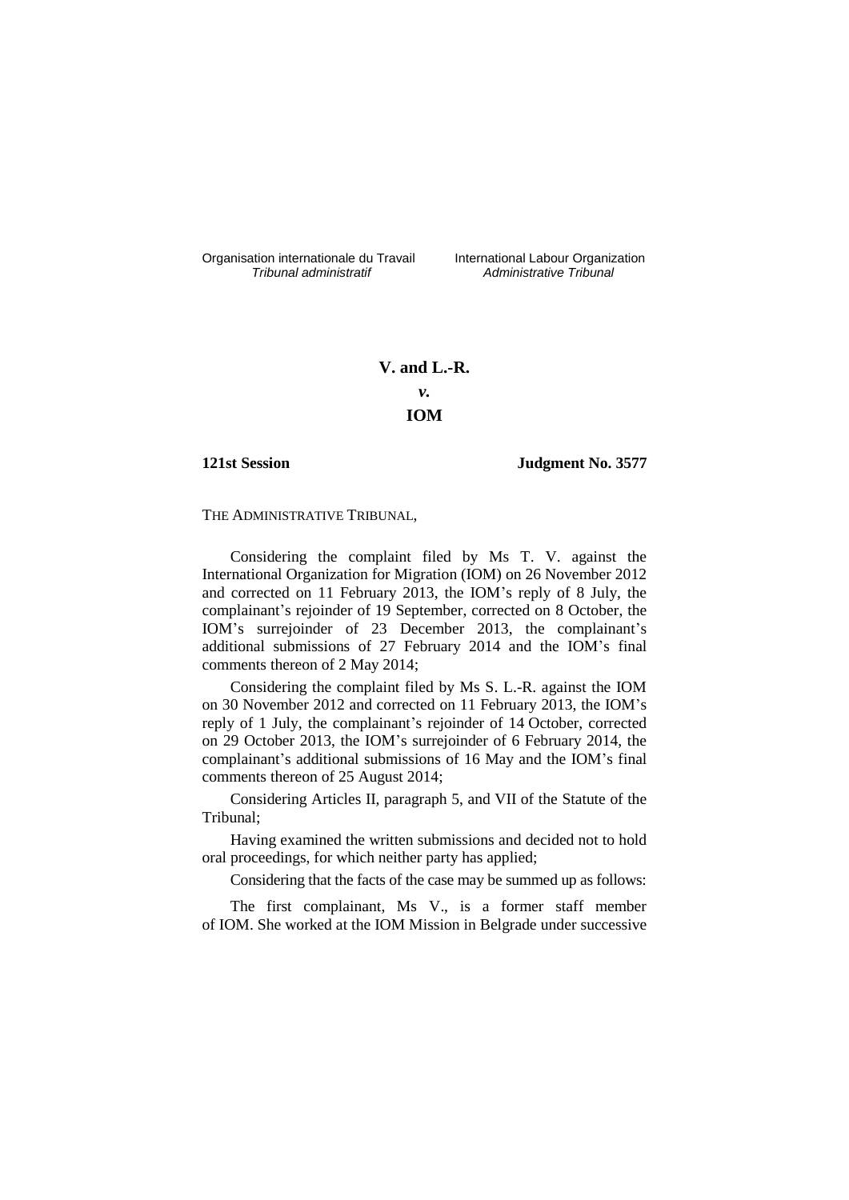Organisation internationale du Travail
*Tribunal administratif*

International Labour Organization
*Administrative Tribunal*

**V. and L.-R.**

***v.***

**IOM**

**121st Session** **Judgment No. 3577**

THE ADMINISTRATIVE TRIBUNAL,

Considering the complaint filed by Ms T. V. against the International Organization for Migration (IOM) on 26 November 2012 and corrected on 11 February 2013, the IOM's reply of 8 July, the complainant's rejoinder of 19 September, corrected on 8 October, the IOM's surrejoinder of 23 December 2013, the complainant's additional submissions of 27 February 2014 and the IOM's final comments thereon of 2 May 2014;

Considering the complaint filed by Ms S. L.-R. against the IOM on 30 November 2012 and corrected on 11 February 2013, the IOM's reply of 1 July, the complainant's rejoinder of 14 October, corrected on 29 October 2013, the IOM's surrejoinder of 6 February 2014, the complainant's additional submissions of 16 May and the IOM's final comments thereon of 25 August 2014;

Considering Articles II, paragraph 5, and VII of the Statute of the Tribunal;

Having examined the written submissions and decided not to hold oral proceedings, for which neither party has applied;

Considering that the facts of the case may be summed up as follows:

The first complainant, Ms V., is a former staff member of IOM. She worked at the IOM Mission in Belgrade under successive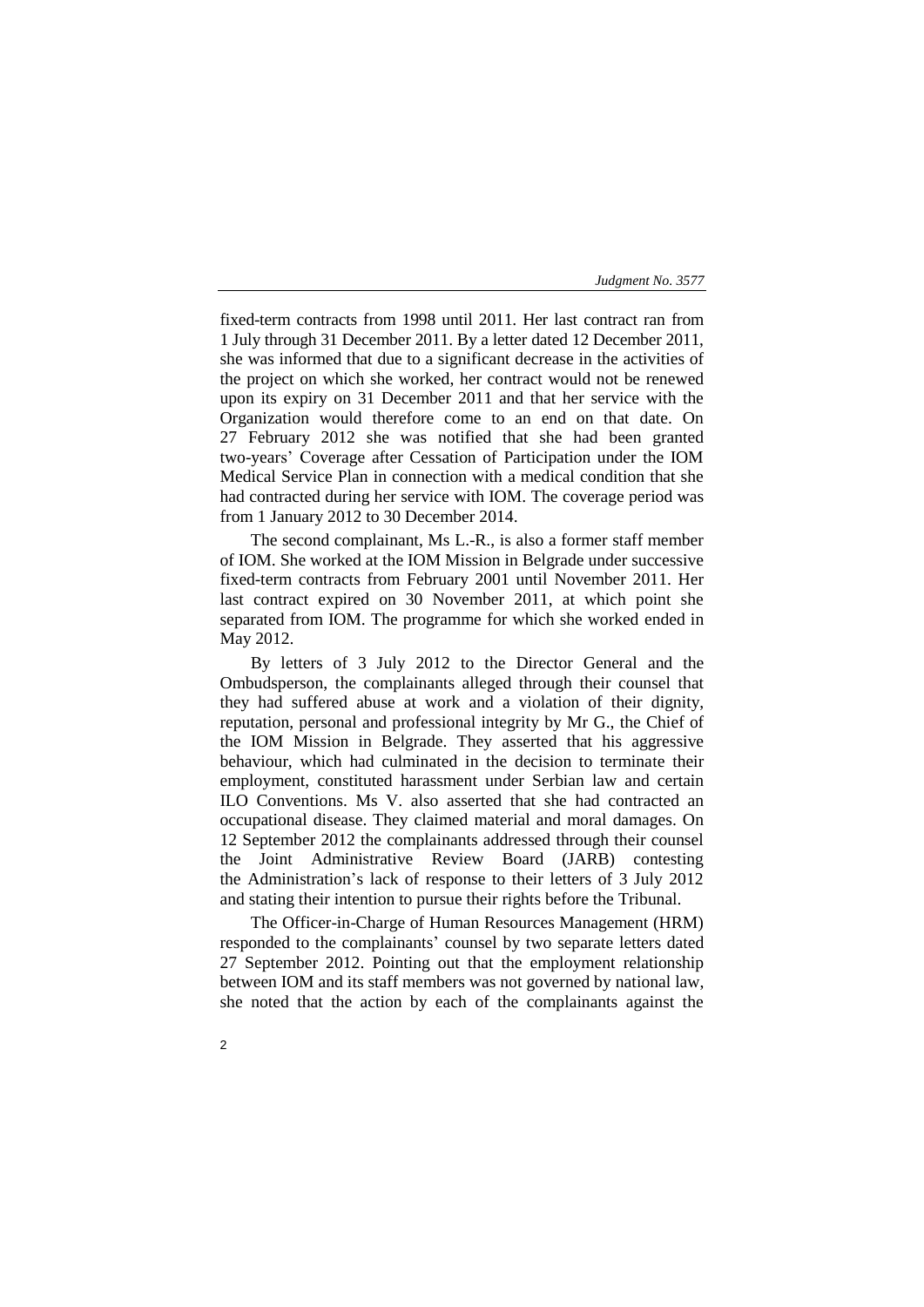fixed-term contracts from 1998 until 2011. Her last contract ran from 1 July through 31 December 2011. By a letter dated 12 December 2011, she was informed that due to a significant decrease in the activities of the project on which she worked, her contract would not be renewed upon its expiry on 31 December 2011 and that her service with the Organization would therefore come to an end on that date. On 27 February 2012 she was notified that she had been granted two-years' Coverage after Cessation of Participation under the IOM Medical Service Plan in connection with a medical condition that she had contracted during her service with IOM. The coverage period was from 1 January 2012 to 30 December 2014.

The second complainant, Ms L.-R., is also a former staff member of IOM. She worked at the IOM Mission in Belgrade under successive fixed-term contracts from February 2001 until November 2011. Her last contract expired on 30 November 2011, at which point she separated from IOM. The programme for which she worked ended in May 2012.

By letters of 3 July 2012 to the Director General and the Ombudsperson, the complainants alleged through their counsel that they had suffered abuse at work and a violation of their dignity, reputation, personal and professional integrity by Mr G., the Chief of the IOM Mission in Belgrade. They asserted that his aggressive behaviour, which had culminated in the decision to terminate their employment, constituted harassment under Serbian law and certain ILO Conventions. Ms V. also asserted that she had contracted an occupational disease. They claimed material and moral damages. On 12 September 2012 the complainants addressed through their counsel the Joint Administrative Review Board (JARB) contesting the Administration's lack of response to their letters of 3 July 2012 and stating their intention to pursue their rights before the Tribunal.

The Officer-in-Charge of Human Resources Management (HRM) responded to the complainants' counsel by two separate letters dated 27 September 2012. Pointing out that the employment relationship between IOM and its staff members was not governed by national law, she noted that the action by each of the complainants against the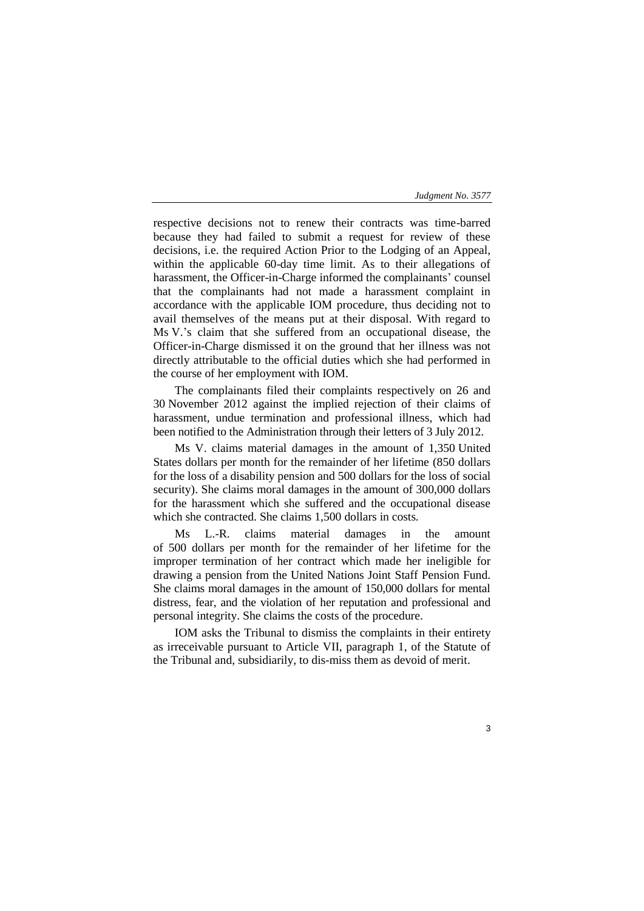respective decisions not to renew their contracts was time-barred because they had failed to submit a request for review of these decisions, i.e. the required Action Prior to the Lodging of an Appeal, within the applicable 60-day time limit. As to their allegations of harassment, the Officer-in-Charge informed the complainants' counsel that the complainants had not made a harassment complaint in accordance with the applicable IOM procedure, thus deciding not to avail themselves of the means put at their disposal. With regard to Ms V.'s claim that she suffered from an occupational disease, the Officer-in-Charge dismissed it on the ground that her illness was not directly attributable to the official duties which she had performed in the course of her employment with IOM.

The complainants filed their complaints respectively on 26 and 30 November 2012 against the implied rejection of their claims of harassment, undue termination and professional illness, which had been notified to the Administration through their letters of 3 July 2012.

Ms V. claims material damages in the amount of 1,350 United States dollars per month for the remainder of her lifetime (850 dollars for the loss of a disability pension and 500 dollars for the loss of social security). She claims moral damages in the amount of 300,000 dollars for the harassment which she suffered and the occupational disease which she contracted. She claims 1,500 dollars in costs.

Ms L.-R. claims material damages in the amount of 500 dollars per month for the remainder of her lifetime for the improper termination of her contract which made her ineligible for drawing a pension from the United Nations Joint Staff Pension Fund. She claims moral damages in the amount of 150,000 dollars for mental distress, fear, and the violation of her reputation and professional and personal integrity. She claims the costs of the procedure.

IOM asks the Tribunal to dismiss the complaints in their entirety as irreceivable pursuant to Article VII, paragraph 1, of the Statute of the Tribunal and, subsidiarily, to dis-miss them as devoid of merit.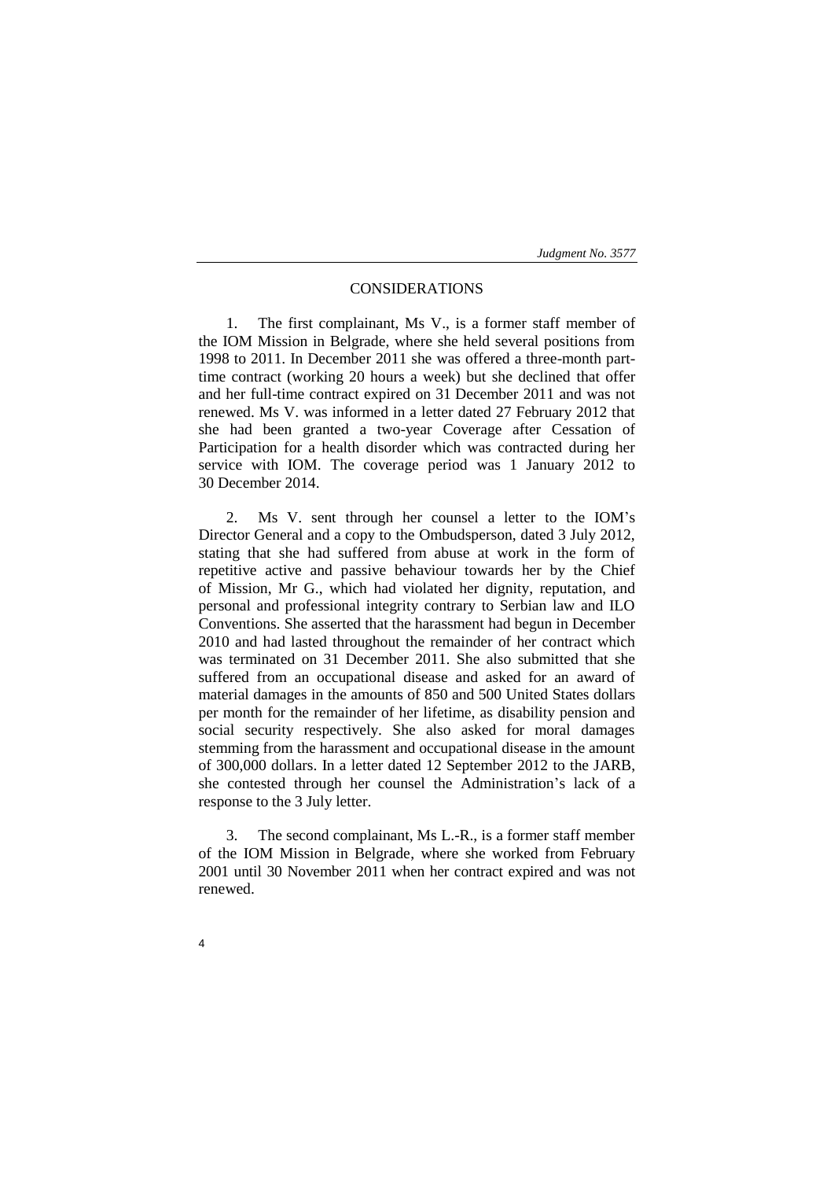## CONSIDERATIONS

1. The first complainant, Ms V., is a former staff member of the IOM Mission in Belgrade, where she held several positions from 1998 to 2011. In December 2011 she was offered a three-month part-time contract (working 20 hours a week) but she declined that offer and her full-time contract expired on 31 December 2011 and was not renewed. Ms V. was informed in a letter dated 27 February 2012 that she had been granted a two-year Coverage after Cessation of Participation for a health disorder which was contracted during her service with IOM. The coverage period was 1 January 2012 to 30 December 2014.

2. Ms V. sent through her counsel a letter to the IOM's Director General and a copy to the Ombudsperson, dated 3 July 2012, stating that she had suffered from abuse at work in the form of repetitive active and passive behaviour towards her by the Chief of Mission, Mr G., which had violated her dignity, reputation, and personal and professional integrity contrary to Serbian law and ILO Conventions. She asserted that the harassment had begun in December 2010 and had lasted throughout the remainder of her contract which was terminated on 31 December 2011. She also submitted that she suffered from an occupational disease and asked for an award of material damages in the amounts of 850 and 500 United States dollars per month for the remainder of her lifetime, as disability pension and social security respectively. She also asked for moral damages stemming from the harassment and occupational disease in the amount of 300,000 dollars. In a letter dated 12 September 2012 to the JARB, she contested through her counsel the Administration's lack of a response to the 3 July letter.

3. The second complainant, Ms L.-R., is a former staff member of the IOM Mission in Belgrade, where she worked from February 2001 until 30 November 2011 when her contract expired and was not renewed.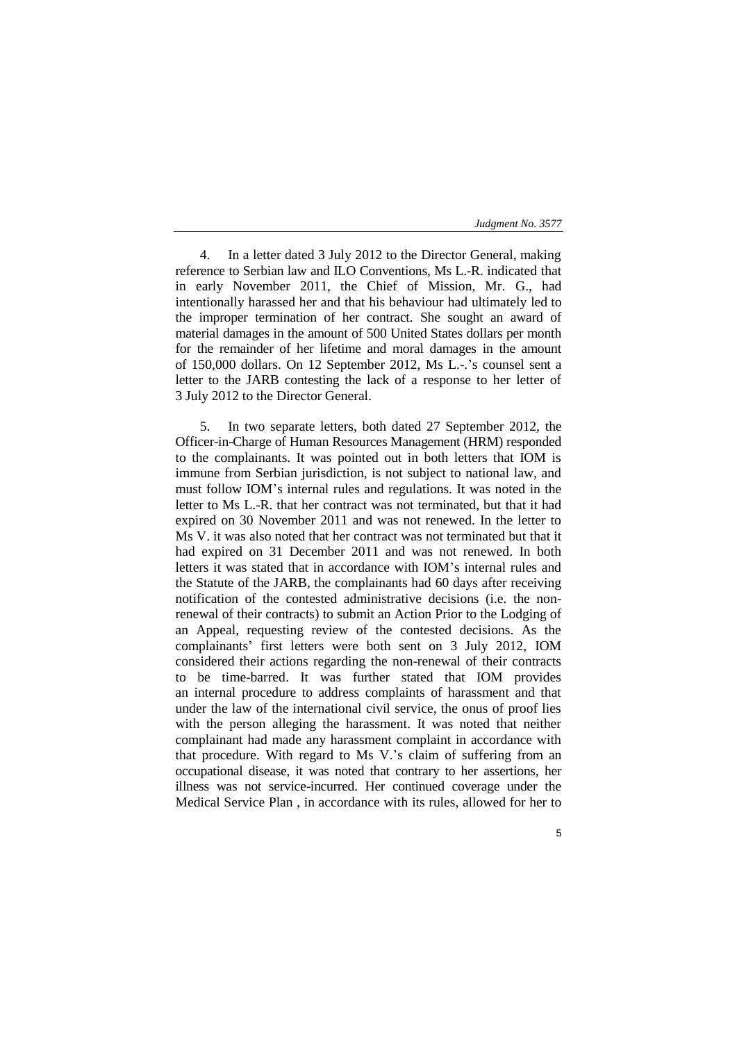4. In a letter dated 3 July 2012 to the Director General, making reference to Serbian law and ILO Conventions, Ms L.-R. indicated that in early November 2011, the Chief of Mission, Mr. G., had intentionally harassed her and that his behaviour had ultimately led to the improper termination of her contract. She sought an award of material damages in the amount of 500 United States dollars per month for the remainder of her lifetime and moral damages in the amount of 150,000 dollars. On 12 September 2012, Ms L.-.'s counsel sent a letter to the JARB contesting the lack of a response to her letter of 3 July 2012 to the Director General.

5. In two separate letters, both dated 27 September 2012, the Officer-in-Charge of Human Resources Management (HRM) responded to the complainants. It was pointed out in both letters that IOM is immune from Serbian jurisdiction, is not subject to national law, and must follow IOM's internal rules and regulations. It was noted in the letter to Ms L.-R. that her contract was not terminated, but that it had expired on 30 November 2011 and was not renewed. In the letter to Ms V. it was also noted that her contract was not terminated but that it had expired on 31 December 2011 and was not renewed. In both letters it was stated that in accordance with IOM's internal rules and the Statute of the JARB, the complainants had 60 days after receiving notification of the contested administrative decisions (i.e. the non-renewal of their contracts) to submit an Action Prior to the Lodging of an Appeal, requesting review of the contested decisions. As the complainants' first letters were both sent on 3 July 2012, IOM considered their actions regarding the non-renewal of their contracts to be time-barred. It was further stated that IOM provides an internal procedure to address complaints of harassment and that under the law of the international civil service, the onus of proof lies with the person alleging the harassment. It was noted that neither complainant had made any harassment complaint in accordance with that procedure. With regard to Ms V.'s claim of suffering from an occupational disease, it was noted that contrary to her assertions, her illness was not service-incurred. Her continued coverage under the Medical Service Plan , in accordance with its rules, allowed for her to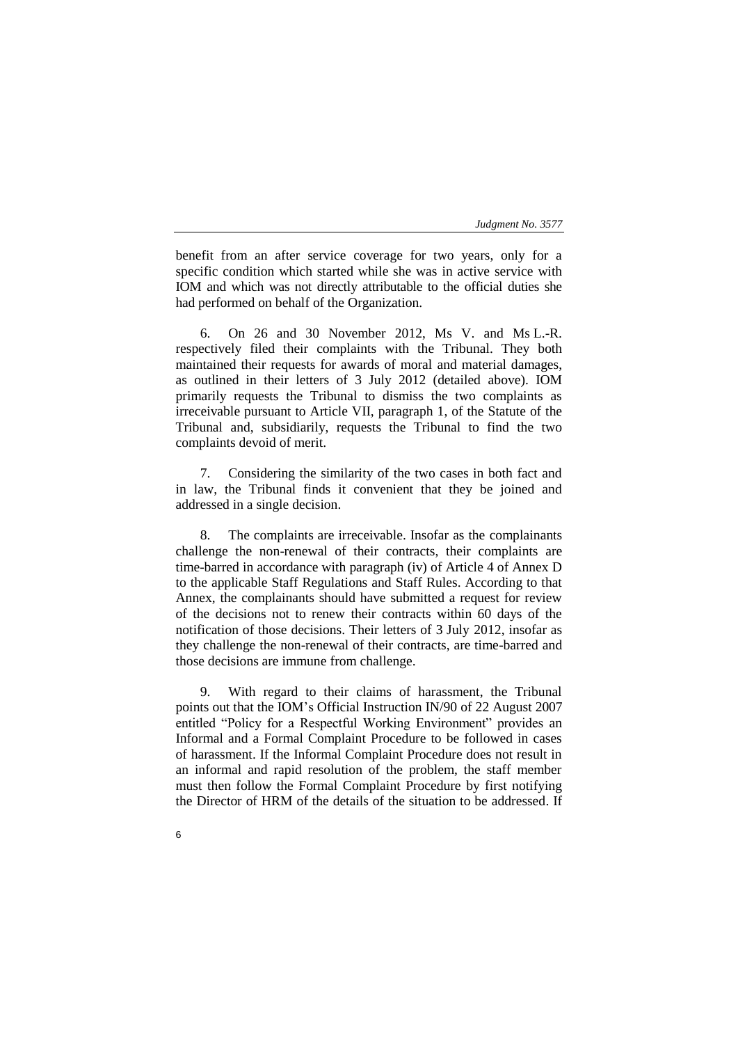benefit from an after service coverage for two years, only for a specific condition which started while she was in active service with IOM and which was not directly attributable to the official duties she had performed on behalf of the Organization.

6. On 26 and 30 November 2012, Ms V. and Ms L.-R. respectively filed their complaints with the Tribunal. They both maintained their requests for awards of moral and material damages, as outlined in their letters of 3 July 2012 (detailed above). IOM primarily requests the Tribunal to dismiss the two complaints as irreceivable pursuant to Article VII, paragraph 1, of the Statute of the Tribunal and, subsidiarily, requests the Tribunal to find the two complaints devoid of merit.

7. Considering the similarity of the two cases in both fact and in law, the Tribunal finds it convenient that they be joined and addressed in a single decision.

8. The complaints are irreceivable. Insofar as the complainants challenge the non-renewal of their contracts, their complaints are time-barred in accordance with paragraph (iv) of Article 4 of Annex D to the applicable Staff Regulations and Staff Rules. According to that Annex, the complainants should have submitted a request for review of the decisions not to renew their contracts within 60 days of the notification of those decisions. Their letters of 3 July 2012, insofar as they challenge the non-renewal of their contracts, are time-barred and those decisions are immune from challenge.

9. With regard to their claims of harassment, the Tribunal points out that the IOM's Official Instruction IN/90 of 22 August 2007 entitled "Policy for a Respectful Working Environment" provides an Informal and a Formal Complaint Procedure to be followed in cases of harassment. If the Informal Complaint Procedure does not result in an informal and rapid resolution of the problem, the staff member must then follow the Formal Complaint Procedure by first notifying the Director of HRM of the details of the situation to be addressed. If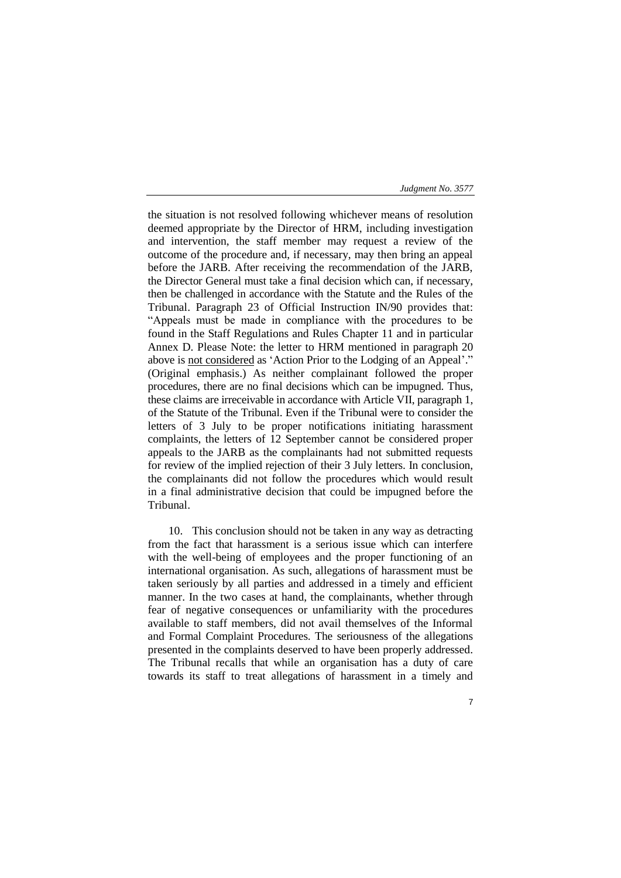the situation is not resolved following whichever means of resolution deemed appropriate by the Director of HRM, including investigation and intervention, the staff member may request a review of the outcome of the procedure and, if necessary, may then bring an appeal before the JARB. After receiving the recommendation of the JARB, the Director General must take a final decision which can, if necessary, then be challenged in accordance with the Statute and the Rules of the Tribunal. Paragraph 23 of Official Instruction IN/90 provides that: "Appeals must be made in compliance with the procedures to be found in the Staff Regulations and Rules Chapter 11 and in particular Annex D. Please Note: the letter to HRM mentioned in paragraph 20 above is not considered as 'Action Prior to the Lodging of an Appeal'." (Original emphasis.) As neither complainant followed the proper procedures, there are no final decisions which can be impugned. Thus, these claims are irreceivable in accordance with Article VII, paragraph 1, of the Statute of the Tribunal. Even if the Tribunal were to consider the letters of 3 July to be proper notifications initiating harassment complaints, the letters of 12 September cannot be considered proper appeals to the JARB as the complainants had not submitted requests for review of the implied rejection of their 3 July letters. In conclusion, the complainants did not follow the procedures which would result in a final administrative decision that could be impugned before the Tribunal.

10. This conclusion should not be taken in any way as detracting from the fact that harassment is a serious issue which can interfere with the well-being of employees and the proper functioning of an international organisation. As such, allegations of harassment must be taken seriously by all parties and addressed in a timely and efficient manner. In the two cases at hand, the complainants, whether through fear of negative consequences or unfamiliarity with the procedures available to staff members, did not avail themselves of the Informal and Formal Complaint Procedures. The seriousness of the allegations presented in the complaints deserved to have been properly addressed. The Tribunal recalls that while an organisation has a duty of care towards its staff to treat allegations of harassment in a timely and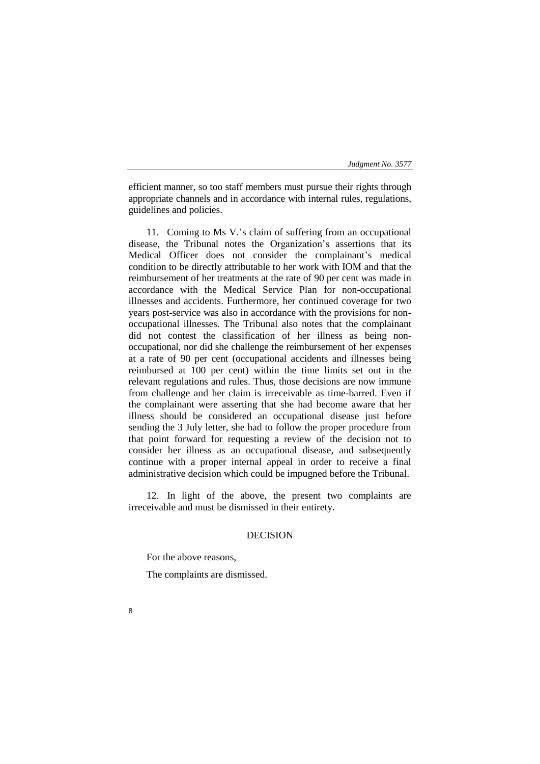efficient manner, so too staff members must pursue their rights through appropriate channels and in accordance with internal rules, regulations, guidelines and policies.

11. Coming to Ms V.'s claim of suffering from an occupational disease, the Tribunal notes the Organization's assertions that its Medical Officer does not consider the complainant's medical condition to be directly attributable to her work with IOM and that the reimbursement of her treatments at the rate of 90 per cent was made in accordance with the Medical Service Plan for non-occupational illnesses and accidents. Furthermore, her continued coverage for two years post-service was also in accordance with the provisions for non-occupational illnesses. The Tribunal also notes that the complainant did not contest the classification of her illness as being non-occupational, nor did she challenge the reimbursement of her expenses at a rate of 90 per cent (occupational accidents and illnesses being reimbursed at 100 per cent) within the time limits set out in the relevant regulations and rules. Thus, those decisions are now immune from challenge and her claim is irreceivable as time-barred. Even if the complainant were asserting that she had become aware that her illness should be considered an occupational disease just before sending the 3 July letter, she had to follow the proper procedure from that point forward for requesting a review of the decision not to consider her illness as an occupational disease, and subsequently continue with a proper internal appeal in order to receive a final administrative decision which could be impugned before the Tribunal.

12. In light of the above, the present two complaints are irreceivable and must be dismissed in their entirety.

## DECISION

For the above reasons,

The complaints are dismissed.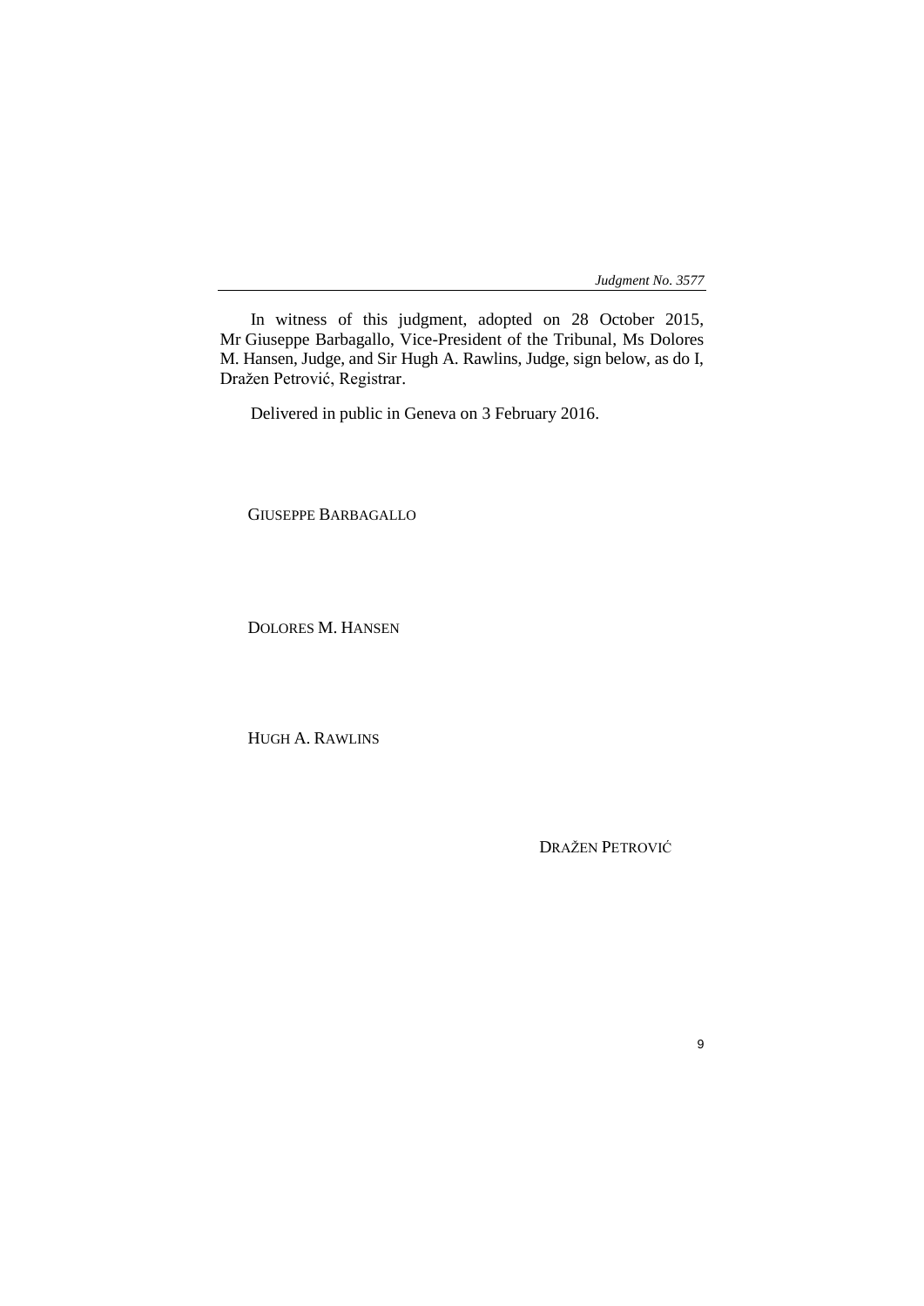In witness of this judgment, adopted on 28 October 2015, Mr Giuseppe Barbagallo, Vice-President of the Tribunal, Ms Dolores M. Hansen, Judge, and Sir Hugh A. Rawlins, Judge, sign below, as do I, Dražen Petrović, Registrar.

Delivered in public in Geneva on 3 February 2016.

GIUSEPPE BARBAGALLO

DOLORES M. HANSEN

HUGH A. RAWLINS

DRAŽEN PETROVIĆ